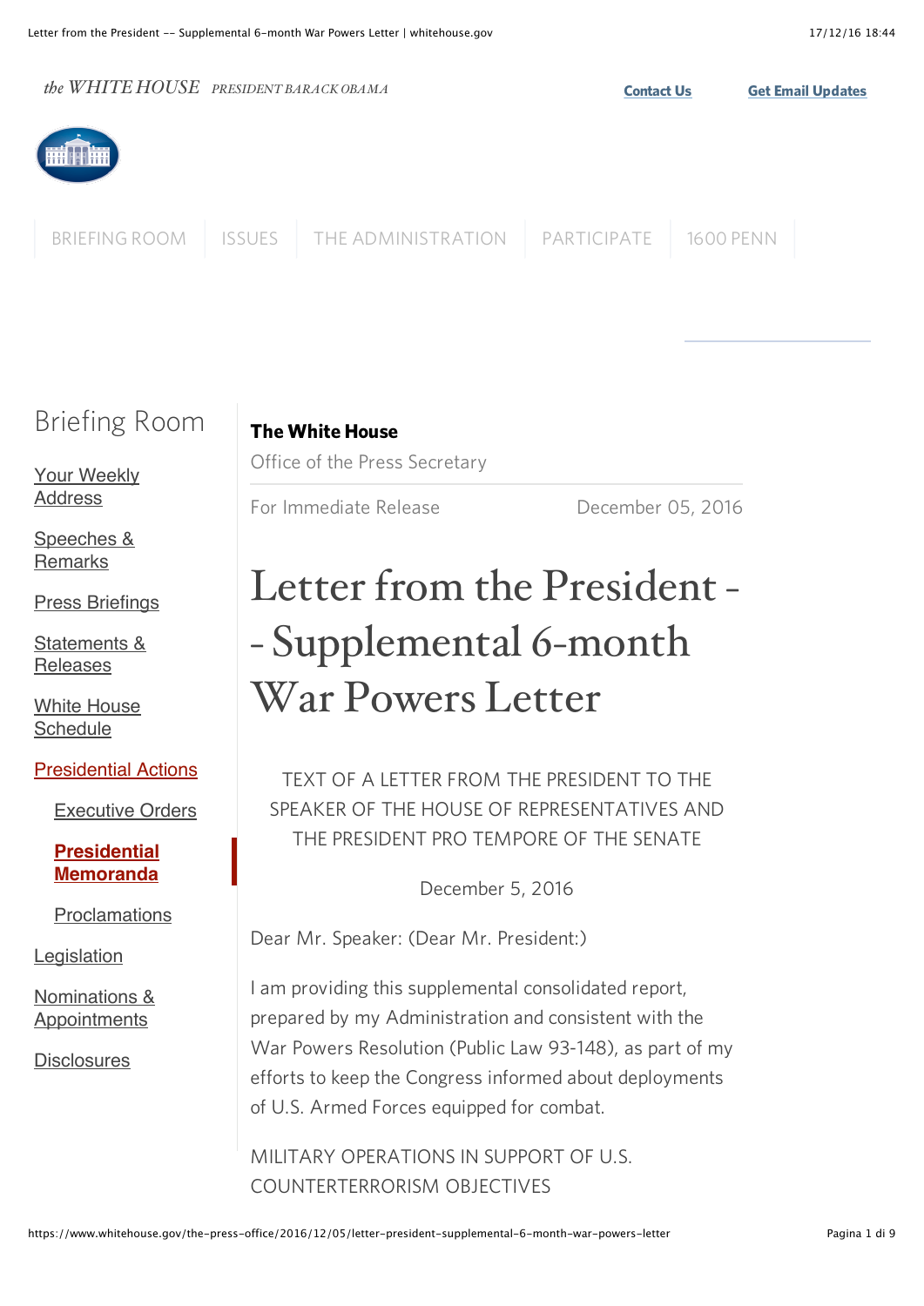**The White House**

Office of the Press Secretary

For Immediate Release December 05, 2016

# Letter from the President -- Supplemental 6-month War Powers Letter

TEXT OF A LETTER FROM THE PRESIDENT TO THE SPEAKER OF THE HOUSE OF REPRESENTATIVES AND THE PRESIDENT PRO TEMPORE OF THE SENATE

December 5, 2016

Dear Mr. Speaker: (Dear Mr. President:)

I am providing this supplemental consolidated report, prepared by my Administration and consistent with the War Powers Resolution (Public Law 93-148), as part of my efforts to keep the Congress informed about deployments of U.S. Armed Forces equipped for combat.

MILITARY OPERATIONS IN SUPPORT OF U.S. COUNTERTERRORISM OBJECTIVES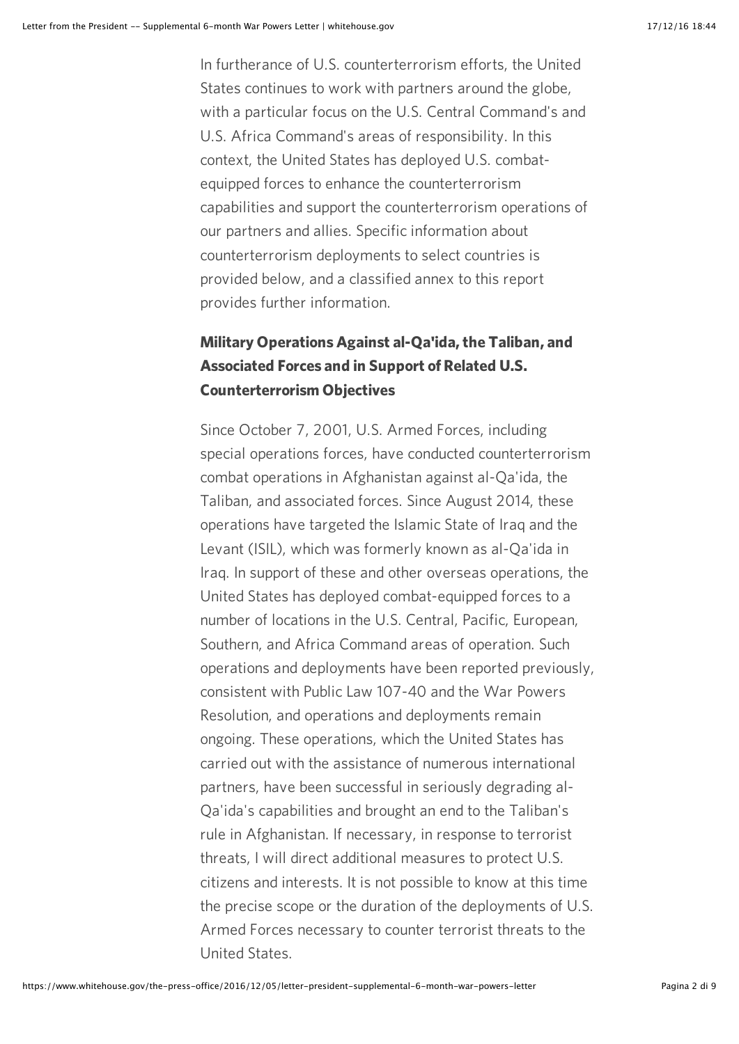In furtherance of U.S. counterterrorism efforts, the United States continues to work with partners around the globe, with a particular focus on the U.S. Central Command's and U.S. Africa Command's areas of responsibility. In this context, the United States has deployed U.S. combat-equipped forces to enhance the counterterrorism capabilities and support the counterterrorism operations of our partners and allies. Specific information about counterterrorism deployments to select countries is provided below, and a classified annex to this report provides further information.

### Military Operations Against al-Qa'ida, the Taliban, and Associated Forces and in Support of Related U.S. Counterterrorism Objectives

Since October 7, 2001, U.S. Armed Forces, including special operations forces, have conducted counterterrorism combat operations in Afghanistan against al-Qa'ida, the Taliban, and associated forces. Since August 2014, these operations have targeted the Islamic State of Iraq and the Levant (ISIL), which was formerly known as al-Qa'ida in Iraq. In support of these and other overseas operations, the United States has deployed combat-equipped forces to a number of locations in the U.S. Central, Pacific, European, Southern, and Africa Command areas of operation. Such operations and deployments have been reported previously, consistent with Public Law 107-40 and the War Powers Resolution, and operations and deployments remain ongoing. These operations, which the United States has carried out with the assistance of numerous international partners, have been successful in seriously degrading al-Qa'ida's capabilities and brought an end to the Taliban's rule in Afghanistan. If necessary, in response to terrorist threats, I will direct additional measures to protect U.S. citizens and interests. It is not possible to know at this time the precise scope or the duration of the deployments of U.S. Armed Forces necessary to counter terrorist threats to the United States.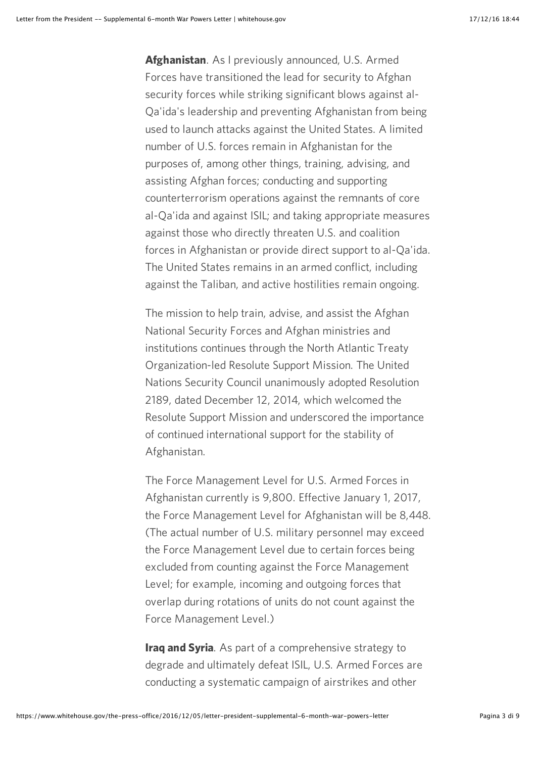**Afghanistan**. As I previously announced, U.S. Armed Forces have transitioned the lead for security to Afghan security forces while striking significant blows against al-Qa'ida's leadership and preventing Afghanistan from being used to launch attacks against the United States. A limited number of U.S. forces remain in Afghanistan for the purposes of, among other things, training, advising, and assisting Afghan forces; conducting and supporting counterterrorism operations against the remnants of core al-Qa'ida and against ISIL; and taking appropriate measures against those who directly threaten U.S. and coalition forces in Afghanistan or provide direct support to al-Qa'ida. The United States remains in an armed conflict, including against the Taliban, and active hostilities remain ongoing.

The mission to help train, advise, and assist the Afghan National Security Forces and Afghan ministries and institutions continues through the North Atlantic Treaty Organization-led Resolute Support Mission. The United Nations Security Council unanimously adopted Resolution 2189, dated December 12, 2014, which welcomed the Resolute Support Mission and underscored the importance of continued international support for the stability of Afghanistan.

The Force Management Level for U.S. Armed Forces in Afghanistan currently is 9,800. Effective January 1, 2017, the Force Management Level for Afghanistan will be 8,448. (The actual number of U.S. military personnel may exceed the Force Management Level due to certain forces being excluded from counting against the Force Management Level; for example, incoming and outgoing forces that overlap during rotations of units do not count against the Force Management Level.)

**Iraq and Syria**. As part of a comprehensive strategy to degrade and ultimately defeat ISIL, U.S. Armed Forces are conducting a systematic campaign of airstrikes and other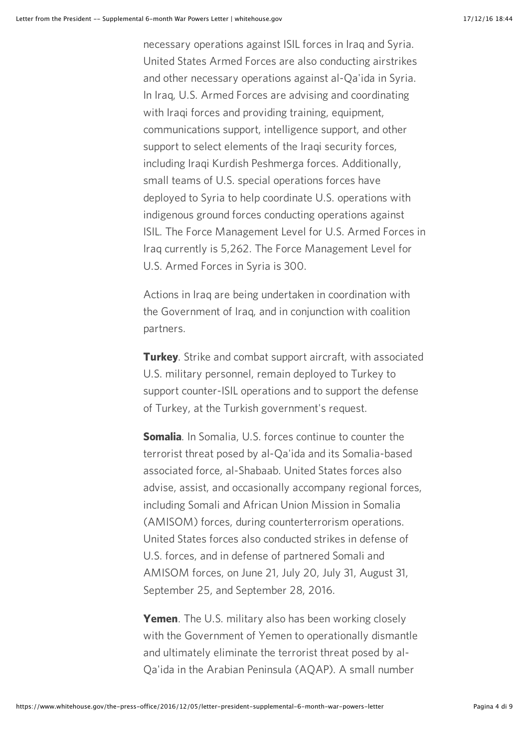necessary operations against ISIL forces in Iraq and Syria. United States Armed Forces are also conducting airstrikes and other necessary operations against al-Qa'ida in Syria. In Iraq, U.S. Armed Forces are advising and coordinating with Iraqi forces and providing training, equipment, communications support, intelligence support, and other support to select elements of the Iraqi security forces, including Iraqi Kurdish Peshmerga forces. Additionally, small teams of U.S. special operations forces have deployed to Syria to help coordinate U.S. operations with indigenous ground forces conducting operations against ISIL. The Force Management Level for U.S. Armed Forces in Iraq currently is 5,262. The Force Management Level for U.S. Armed Forces in Syria is 300.

Actions in Iraq are being undertaken in coordination with the Government of Iraq, and in conjunction with coalition partners.

**Turkey**. Strike and combat support aircraft, with associated U.S. military personnel, remain deployed to Turkey to support counter-ISIL operations and to support the defense of Turkey, at the Turkish government's request.

**Somalia**. In Somalia, U.S. forces continue to counter the terrorist threat posed by al-Qa'ida and its Somalia-based associated force, al-Shabaab. United States forces also advise, assist, and occasionally accompany regional forces, including Somali and African Union Mission in Somalia (AMISOM) forces, during counterterrorism operations. United States forces also conducted strikes in defense of U.S. forces, and in defense of partnered Somali and AMISOM forces, on June 21, July 20, July 31, August 31, September 25, and September 28, 2016.

**Yemen**. The U.S. military also has been working closely with the Government of Yemen to operationally dismantle and ultimately eliminate the terrorist threat posed by al-Qa'ida in the Arabian Peninsula (AQAP). A small number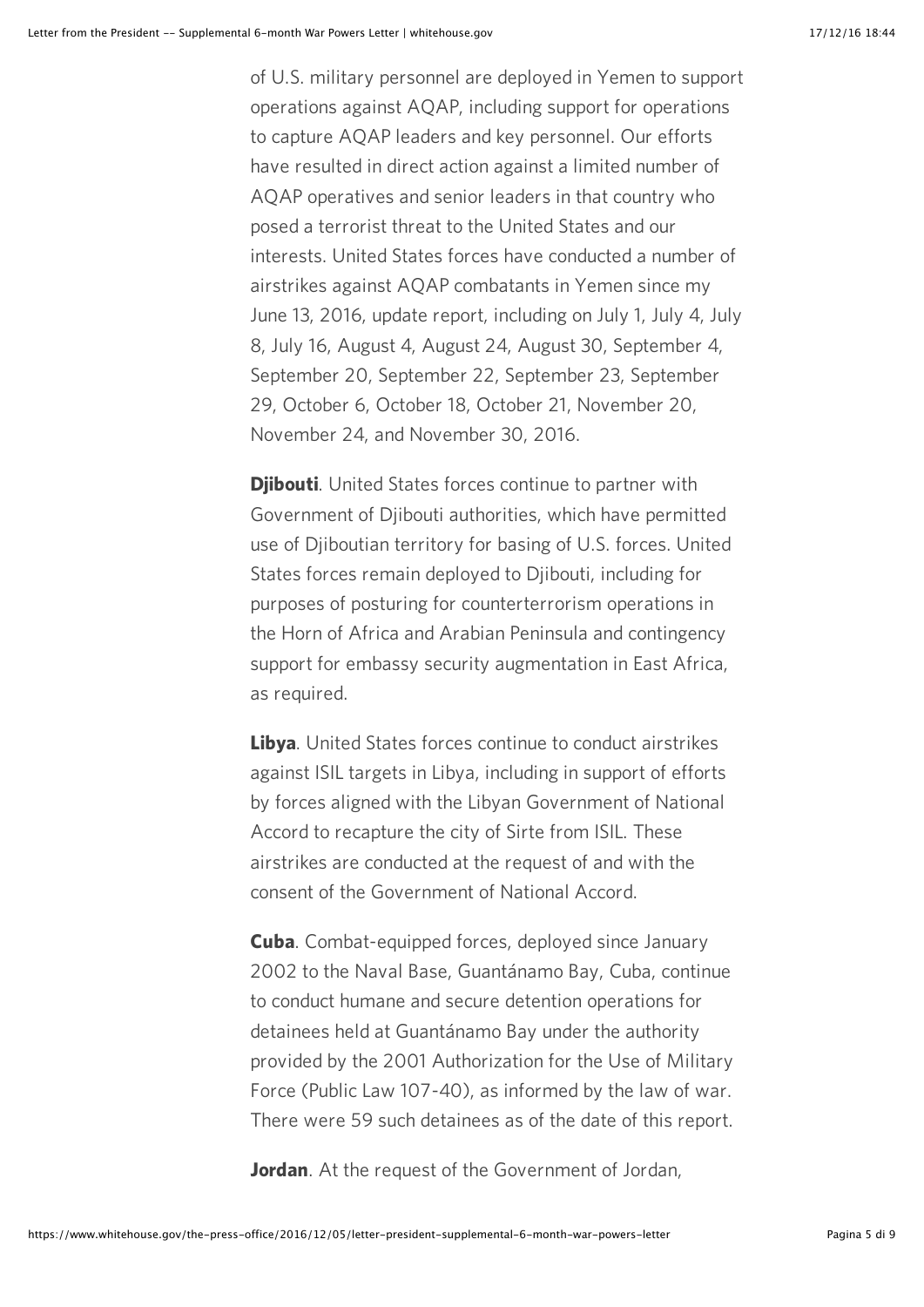of U.S. military personnel are deployed in Yemen to support operations against AQAP, including support for operations to capture AQAP leaders and key personnel. Our efforts have resulted in direct action against a limited number of AQAP operatives and senior leaders in that country who posed a terrorist threat to the United States and our interests. United States forces have conducted a number of airstrikes against AQAP combatants in Yemen since my June 13, 2016, update report, including on July 1, July 4, July 8, July 16, August 4, August 24, August 30, September 4, September 20, September 22, September 23, September 29, October 6, October 18, October 21, November 20, November 24, and November 30, 2016.

**Djibouti**. United States forces continue to partner with Government of Djibouti authorities, which have permitted use of Djiboutian territory for basing of U.S. forces. United States forces remain deployed to Djibouti, including for purposes of posturing for counterterrorism operations in the Horn of Africa and Arabian Peninsula and contingency support for embassy security augmentation in East Africa, as required.

**Libya**. United States forces continue to conduct airstrikes against ISIL targets in Libya, including in support of efforts by forces aligned with the Libyan Government of National Accord to recapture the city of Sirte from ISIL. These airstrikes are conducted at the request of and with the consent of the Government of National Accord.

**Cuba**. Combat-equipped forces, deployed since January 2002 to the Naval Base, Guantánamo Bay, Cuba, continue to conduct humane and secure detention operations for detainees held at Guantánamo Bay under the authority provided by the 2001 Authorization for the Use of Military Force (Public Law 107-40), as informed by the law of war. There were 59 such detainees as of the date of this report.

**Jordan**. At the request of the Government of Jordan,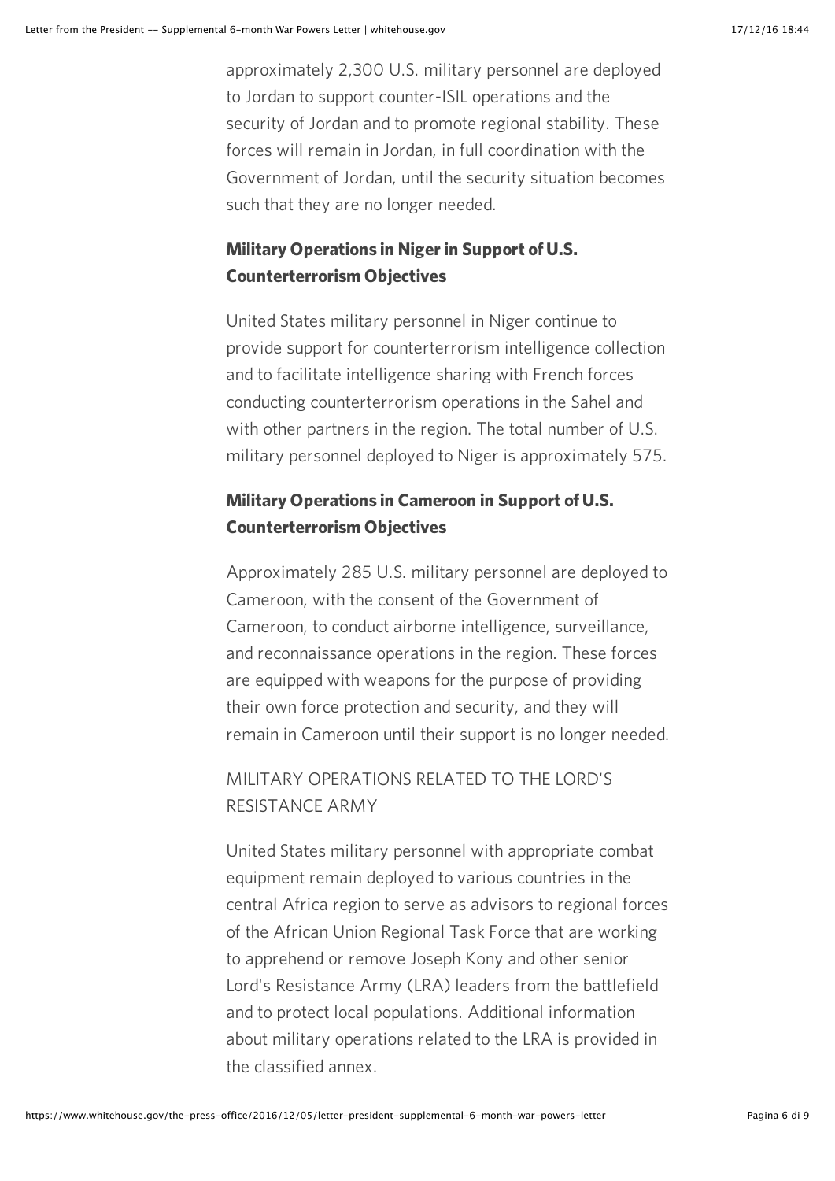approximately 2,300 U.S. military personnel are deployed to Jordan to support counter-ISIL operations and the security of Jordan and to promote regional stability. These forces will remain in Jordan, in full coordination with the Government of Jordan, until the security situation becomes such that they are no longer needed.

**Military Operations in Niger in Support of U.S. Counterterrorism Objectives**

United States military personnel in Niger continue to provide support for counterterrorism intelligence collection and to facilitate intelligence sharing with French forces conducting counterterrorism operations in the Sahel and with other partners in the region. The total number of U.S. military personnel deployed to Niger is approximately 575.

**Military Operations in Cameroon in Support of U.S. Counterterrorism Objectives**

Approximately 285 U.S. military personnel are deployed to Cameroon, with the consent of the Government of Cameroon, to conduct airborne intelligence, surveillance, and reconnaissance operations in the region. These forces are equipped with weapons for the purpose of providing their own force protection and security, and they will remain in Cameroon until their support is no longer needed.

MILITARY OPERATIONS RELATED TO THE LORD'S RESISTANCE ARMY

United States military personnel with appropriate combat equipment remain deployed to various countries in the central Africa region to serve as advisors to regional forces of the African Union Regional Task Force that are working to apprehend or remove Joseph Kony and other senior Lord's Resistance Army (LRA) leaders from the battlefield and to protect local populations. Additional information about military operations related to the LRA is provided in the classified annex.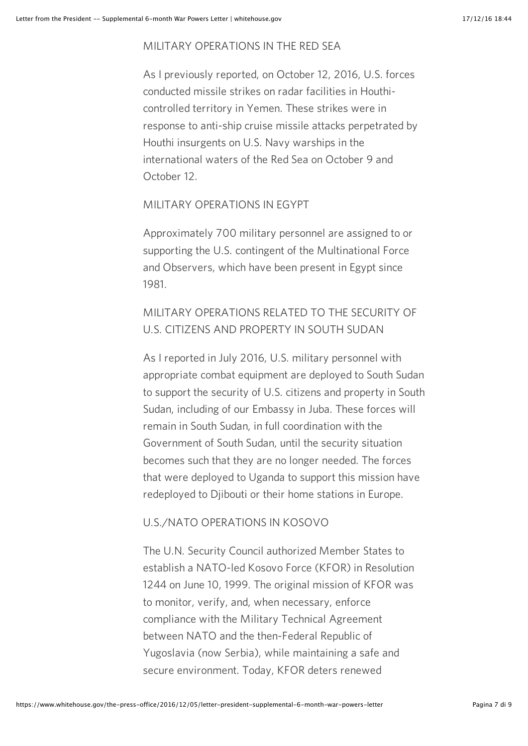## MILITARY OPERATIONS IN THE RED SEA

As I previously reported, on October 12, 2016, U.S. forces conducted missile strikes on radar facilities in Houthi-controlled territory in Yemen. These strikes were in response to anti-ship cruise missile attacks perpetrated by Houthi insurgents on U.S. Navy warships in the international waters of the Red Sea on October 9 and October 12.

## MILITARY OPERATIONS IN EGYPT

Approximately 700 military personnel are assigned to or supporting the U.S. contingent of the Multinational Force and Observers, which have been present in Egypt since 1981.

## MILITARY OPERATIONS RELATED TO THE SECURITY OF U.S. CITIZENS AND PROPERTY IN SOUTH SUDAN

As I reported in July 2016, U.S. military personnel with appropriate combat equipment are deployed to South Sudan to support the security of U.S. citizens and property in South Sudan, including of our Embassy in Juba. These forces will remain in South Sudan, in full coordination with the Government of South Sudan, until the security situation becomes such that they are no longer needed. The forces that were deployed to Uganda to support this mission have redeployed to Djibouti or their home stations in Europe.

## U.S./NATO OPERATIONS IN KOSOVO

The U.N. Security Council authorized Member States to establish a NATO-led Kosovo Force (KFOR) in Resolution 1244 on June 10, 1999. The original mission of KFOR was to monitor, verify, and, when necessary, enforce compliance with the Military Technical Agreement between NATO and the then-Federal Republic of Yugoslavia (now Serbia), while maintaining a safe and secure environment. Today, KFOR deters renewed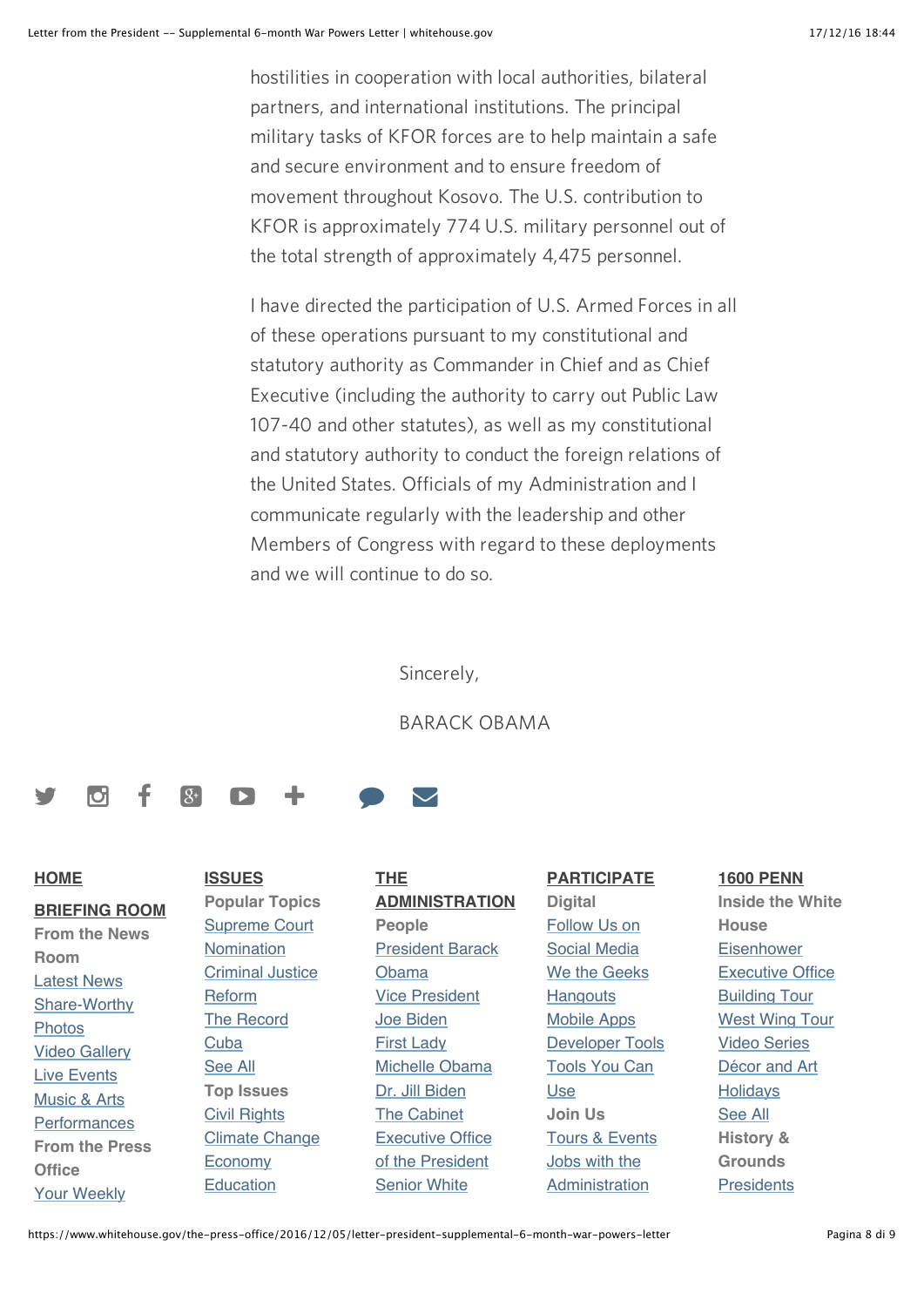hostilities in cooperation with local authorities, bilateral partners, and international institutions. The principal military tasks of KFOR forces are to help maintain a safe and secure environment and to ensure freedom of movement throughout Kosovo. The U.S. contribution to KFOR is approximately 774 U.S. military personnel out of the total strength of approximately 4,475 personnel.

I have directed the participation of U.S. Armed Forces in all of these operations pursuant to my constitutional and statutory authority as Commander in Chief and as Chief Executive (including the authority to carry out Public Law 107-40 and other statutes), as well as my constitutional and statutory authority to conduct the foreign relations of the United States. Officials of my Administration and I communicate regularly with the leadership and other Members of Congress with regard to these deployments and we will continue to do so.

Sincerely,

BARACK OBAMA

**HOME**

**BRIEFING ROOM**

**From the News Room**

- Latest News
- Share-Worthy
- Photos
- Video Gallery
- Live Events
- Music & Arts Performances

**From the Press Office**

- Your Weekly

**ISSUES**

**Popular Topics**

- Supreme Court Nomination
- Criminal Justice Reform
- The Record
- Cuba
- See All

**Top Issues**

- Civil Rights
- Climate Change
- Economy
- Education

**THE ADMINISTRATION**

**People**

- President Barack Obama
- Vice President Joe Biden
- First Lady Michelle Obama
- Dr. Jill Biden
- The Cabinet
- Executive Office of the President
- Senior White

**PARTICIPATE**

**Digital**

- Follow Us on Social Media
- We the Geeks Hangouts
- Mobile Apps
- Developer Tools
- Tools You Can Use

**Join Us**

- Tours & Events
- Jobs with the Administration

**1600 PENN**

**Inside the White House**

- Eisenhower Executive Office Building Tour
- West Wing Tour
- Video Series
- Décor and Art
- Holidays
- See All

**History & Grounds**

- Presidents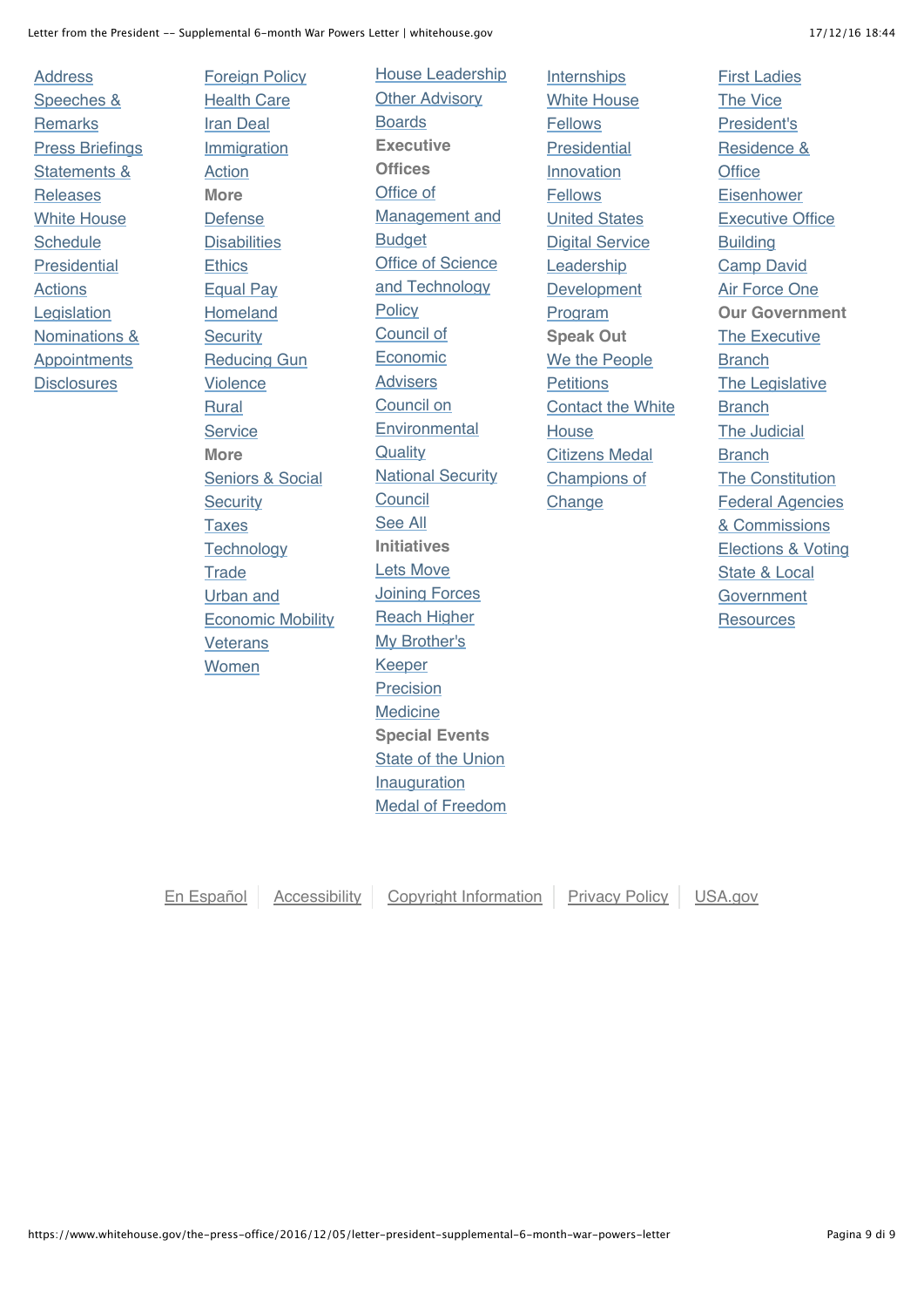Address
Speeches & Remarks
Press Briefings
Statements & Releases
White House Schedule
Presidential Actions
Legislation
Nominations & Appointments
Disclosures

Foreign Policy
Health Care
Iran Deal
Immigration Action

**More**

Defense
Disabilities
Ethics
Equal Pay
Homeland Security
Reducing Gun Violence
Rural Service

**More**

Seniors & Social Security
Taxes
Technology
Trade
Urban and Economic Mobility
Veterans
Women

House Leadership
Other Advisory Boards

**Executive Offices**

Office of Management and Budget
Office of Science and Technology Policy
Council of Economic Advisers
Council on Environmental Quality
National Security Council
See All

**Initiatives**

Lets Move
Joining Forces
Reach Higher
My Brother's Keeper
Precision Medicine

**Special Events**

State of the Union
Inauguration
Medal of Freedom

Internships
White House Fellows
Presidential Innovation Fellows
United States Digital Service
Leadership Development Program

**Speak Out**

We the People Petitions
Contact the White House
Citizens Medal
Champions of Change

First Ladies
The Vice President's Residence & Office
Eisenhower Executive Office Building
Camp David
Air Force One

**Our Government**

The Executive Branch
The Legislative Branch
The Judicial Branch
The Constitution
Federal Agencies & Commissions
Elections & Voting
State & Local Government
Resources

En Español | Accessibility | Copyright Information | Privacy Policy | USA.gov